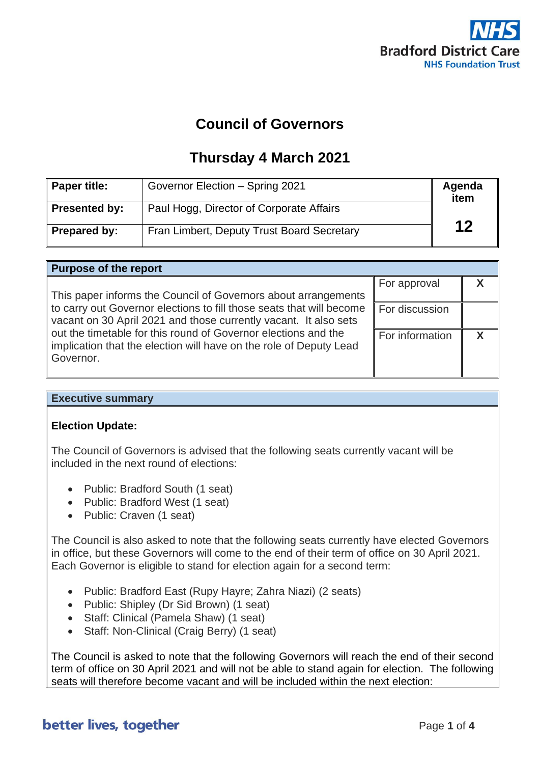# Council of Governors

## Thursday 4 March 2021

| | | |
|---|---|---|
| **Paper title:** | Governor Election – Spring 2021 | **Agenda item** |
| **Presented by:** | Paul Hogg, Director of Corporate Affairs | **12** |
| **Prepared by:** | Fran Limbert, Deputy Trust Board Secretary | |

| **Purpose of the report** | | |
|---|---|---|
| This paper informs the Council of Governors about arrangements to carry out Governor elections to fill those seats that will become vacant on 30 April 2021 and those currently vacant. It also sets out the timetable for this round of Governor elections and the implication that the election will have on the role of Deputy Lead Governor. | For approval | X |
| | For discussion | |
| | For information | X |

**Executive summary**

**Election Update:**

The Council of Governors is advised that the following seats currently vacant will be included in the next round of elections:

- Public: Bradford South (1 seat)
- Public: Bradford West (1 seat)
- Public: Craven (1 seat)

The Council is also asked to note that the following seats currently have elected Governors in office, but these Governors will come to the end of their term of office on 30 April 2021. Each Governor is eligible to stand for election again for a second term:

- Public: Bradford East (Rupy Hayre; Zahra Niazi) (2 seats)
- Public: Shipley (Dr Sid Brown) (1 seat)
- Staff: Clinical (Pamela Shaw) (1 seat)
- Staff: Non-Clinical (Craig Berry) (1 seat)

The Council is asked to note that the following Governors will reach the end of their second term of office on 30 April 2021 and will not be able to stand again for election. The following seats will therefore become vacant and will be included within the next election: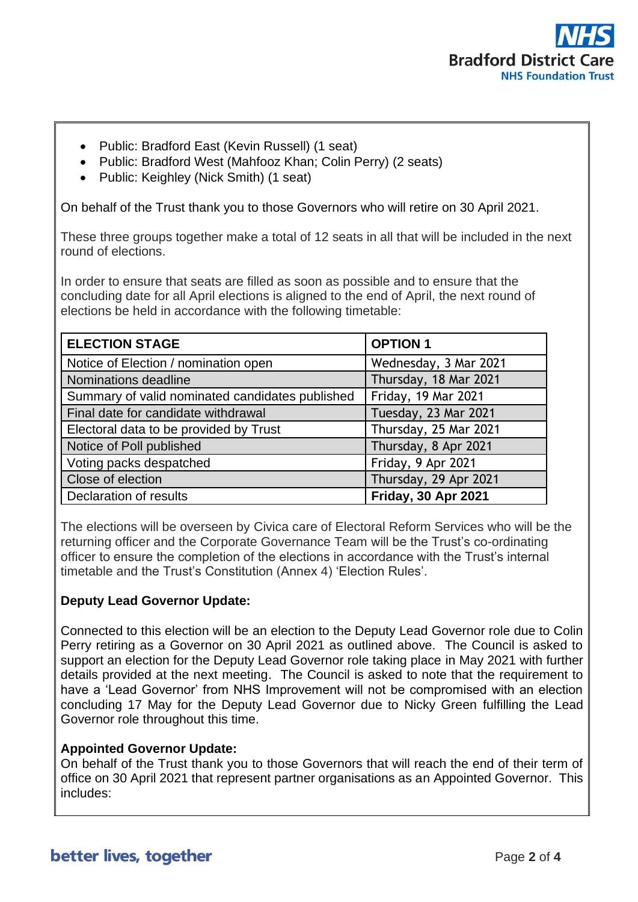- Public: Bradford East (Kevin Russell) (1 seat)
- Public: Bradford West (Mahfooz Khan; Colin Perry) (2 seats)
- Public: Keighley (Nick Smith) (1 seat)

On behalf of the Trust thank you to those Governors who will retire on 30 April 2021.

These three groups together make a total of 12 seats in all that will be included in the next round of elections.

In order to ensure that seats are filled as soon as possible and to ensure that the concluding date for all April elections is aligned to the end of April, the next round of elections be held in accordance with the following timetable:

| ELECTION STAGE | OPTION 1 |
|---|---|
| Notice of Election / nomination open | Wednesday, 3 Mar 2021 |
| Nominations deadline | Thursday, 18 Mar 2021 |
| Summary of valid nominated candidates published | Friday, 19 Mar 2021 |
| Final date for candidate withdrawal | Tuesday, 23 Mar 2021 |
| Electoral data to be provided by Trust | Thursday, 25 Mar 2021 |
| Notice of Poll published | Thursday, 8 Apr 2021 |
| Voting packs despatched | Friday, 9 Apr 2021 |
| Close of election | Thursday, 29 Apr 2021 |
| Declaration of results | **Friday, 30 Apr 2021** |

The elections will be overseen by Civica care of Electoral Reform Services who will be the returning officer and the Corporate Governance Team will be the Trust's co-ordinating officer to ensure the completion of the elections in accordance with the Trust's internal timetable and the Trust's Constitution (Annex 4) 'Election Rules'.

**Deputy Lead Governor Update:**

Connected to this election will be an election to the Deputy Lead Governor role due to Colin Perry retiring as a Governor on 30 April 2021 as outlined above. The Council is asked to support an election for the Deputy Lead Governor role taking place in May 2021 with further details provided at the next meeting. The Council is asked to note that the requirement to have a 'Lead Governor' from NHS Improvement will not be compromised with an election concluding 17 May for the Deputy Lead Governor due to Nicky Green fulfilling the Lead Governor role throughout this time.

**Appointed Governor Update:**

On behalf of the Trust thank you to those Governors that will reach the end of their term of office on 30 April 2021 that represent partner organisations as an Appointed Governor. This includes: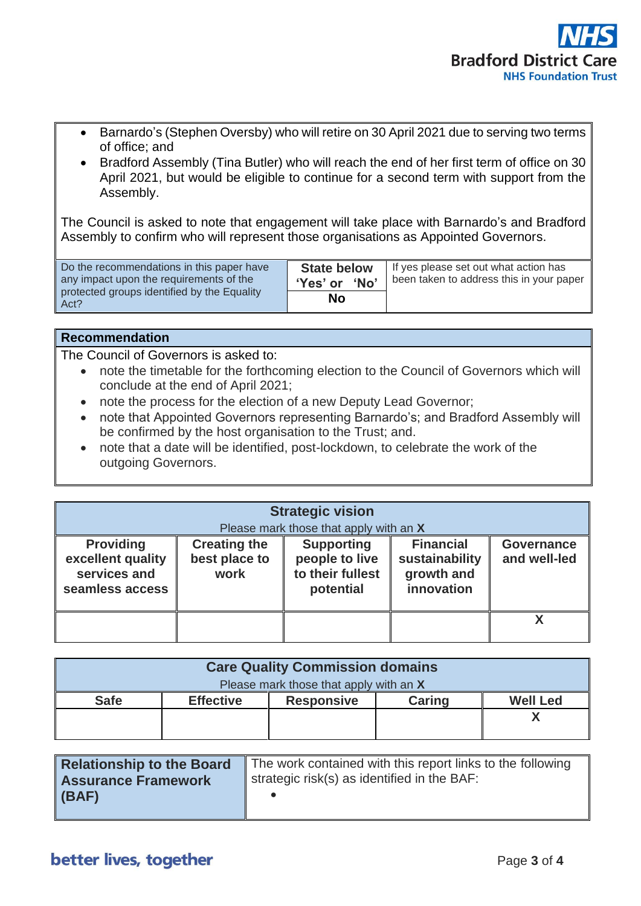- Barnardo's (Stephen Oversby) who will retire on 30 April 2021 due to serving two terms of office; and
- Bradford Assembly (Tina Butler) who will reach the end of her first term of office on 30 April 2021, but would be eligible to continue for a second term with support from the Assembly.

The Council is asked to note that engagement will take place with Barnardo's and Bradford Assembly to confirm who will represent those organisations as Appointed Governors.

| Do the recommendations in this paper have any impact upon the requirements of the protected groups identified by the Equality Act? | State below 'Yes' or 'No' | If yes please set out what action has been taken to address this in your paper |
|---|---|---|
| | **No** | |

**Recommendation**

The Council of Governors is asked to:

- note the timetable for the forthcoming election to the Council of Governors which will conclude at the end of April 2021;
- note the process for the election of a new Deputy Lead Governor;
- note that Appointed Governors representing Barnardo's; and Bradford Assembly will be confirmed by the host organisation to the Trust; and.
- note that a date will be identified, post-lockdown, to celebrate the work of the outgoing Governors.

| **Strategic vision**<br>Please mark those that apply with an **X** | | | | |
|---|---|---|---|---|
| **Providing excellent quality services and seamless access** | **Creating the best place to work** | **Supporting people to live to their fullest potential** | **Financial sustainability growth and innovation** | **Governance and well-led** |
| | | | | **X** |

| **Care Quality Commission domains**<br>Please mark those that apply with an **X** | | | | |
|---|---|---|---|---|
| **Safe** | **Effective** | **Responsive** | **Caring** | **Well Led** |
| | | | | **X** |

| **Relationship to the Board Assurance Framework (BAF)** | The work contained with this report links to the following strategic risk(s) as identified in the BAF:<br>• |
|---|---|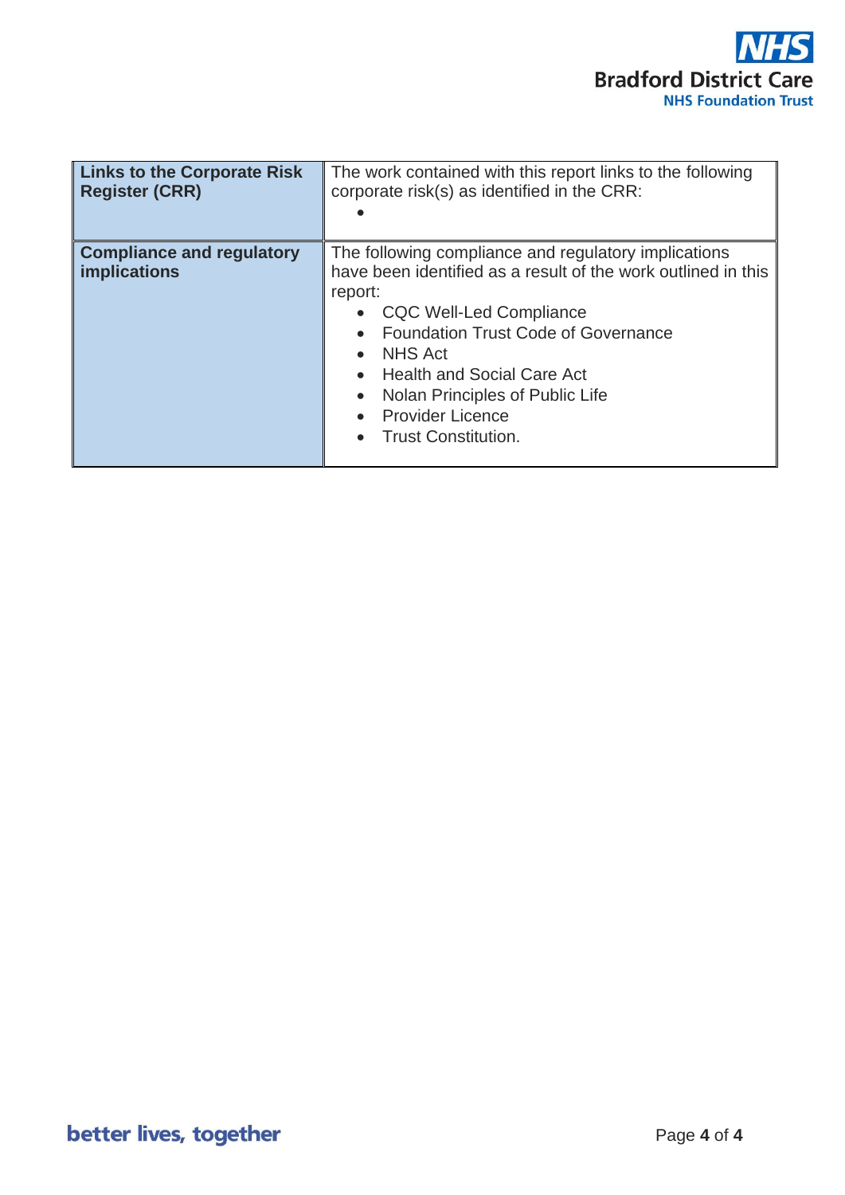| | |
|---|---|
| **Links to the Corporate Risk Register (CRR)** | The work contained with this report links to the following corporate risk(s) as identified in the CRR:<br>• |
| **Compliance and regulatory implications** | The following compliance and regulatory implications have been identified as a result of the work outlined in this report:<br>• CQC Well-Led Compliance<br>• Foundation Trust Code of Governance<br>• NHS Act<br>• Health and Social Care Act<br>• Nolan Principles of Public Life<br>• Provider Licence<br>• Trust Constitution. |